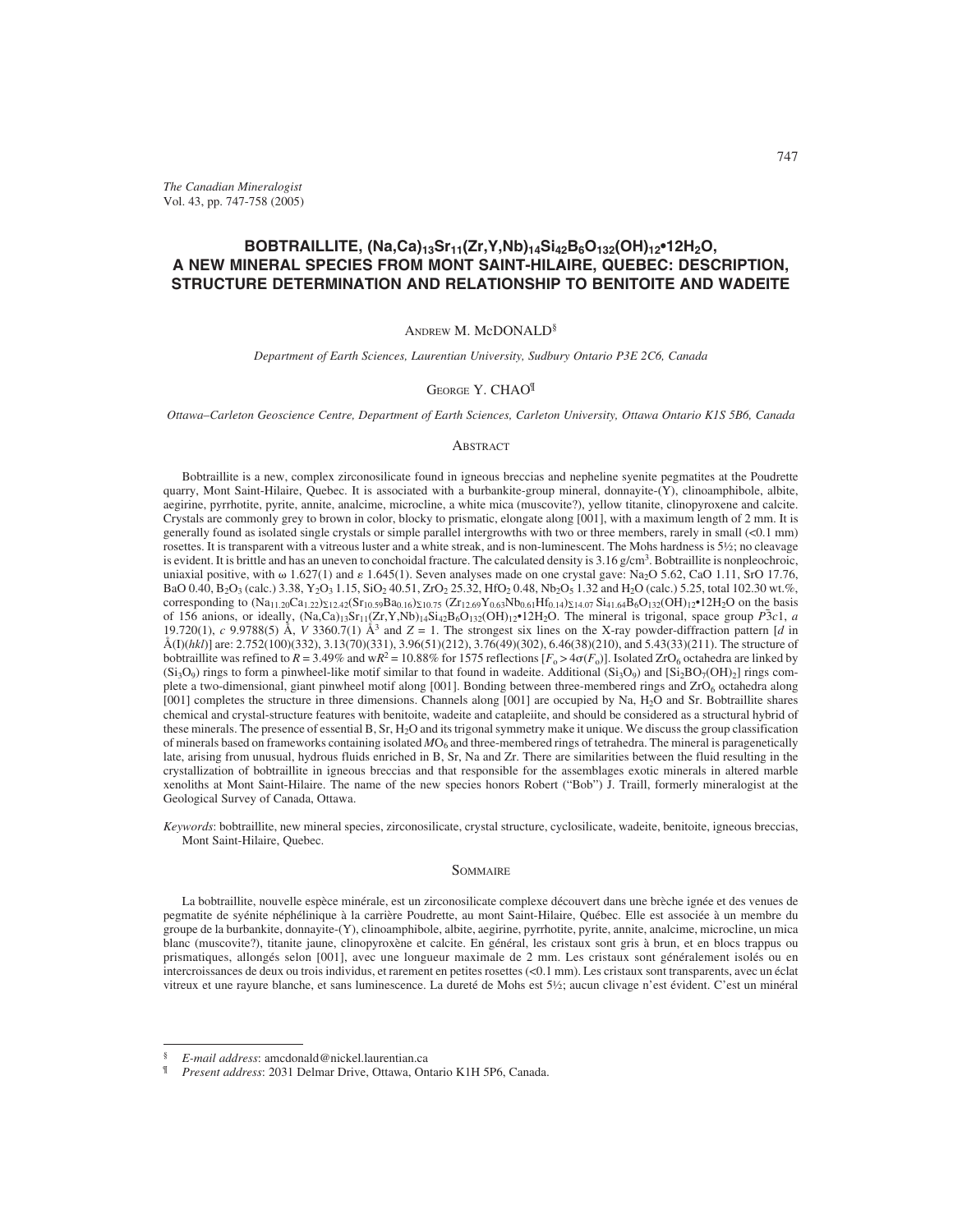# BOBTRAILLITE, $(Na,Ca)_{13}Sr_{11}(Zr,Y,Nb)_{14}Si_{42}B_6O_{132}(OH)_{12} \bullet 12H_2O$, A NEW MINERAL SPECIES FROM MONT SAINT-HILAIRE, QUEBEC: DESCRIPTION, STRUCTURE DETERMINATION AND RELATIONSHIP TO BENITOITE AND WADEITE

ANDREW M. McDONALD[§]

*Department of Earth Sciences, Laurentian University, Sudbury Ontario P3E 2C6, Canada*

GEORGE Y. CHAO[¶]

*Ottawa–Carleton Geoscience Centre, Department of Earth Sciences, Carleton University, Ottawa Ontario K1S 5B6, Canada*

## ABSTRACT

Bobtraillite is a new, complex zirconosilicate found in igneous breccias and nepheline syenite pegmatites at the Poudrette quarry, Mont Saint-Hilaire, Quebec. It is associated with a burbankite-group mineral, donnayite-(Y), clinoamphibole, albite, aegirine, pyrrhotite, pyrite, annite, analcime, microcline, a white mica (muscovite?), yellow titanite, clinopyroxene and calcite. Crystals are commonly grey to brown in color, blocky to prismatic, elongate along [001], with a maximum length of 2 mm. It is generally found as isolated single crystals or simple parallel intergrowths with two or three members, rarely in small (<0.1 mm) rosettes. It is transparent with a vitreous luster and a white streak, and is non-luminescent. The Mohs hardness is 5½; no cleavage is evident. It is brittle and has an uneven to conchoidal fracture. The calculated density is 3.16 g/cm$^3$. Bobtraillite is nonpleochroic, uniaxial positive, with ω 1.627(1) and ε 1.645(1). Seven analyses made on one crystal gave: $Na_2O$ 5.62, CaO 1.11, SrO 17.76, BaO 0.40, $B_2O_3$ (calc.) 3.38, $Y_2O_3$ 1.15, $SiO_2$ 40.51, $ZrO_2$ 25.32, $HfO_2$ 0.48, $Nb_2O_5$ 1.32 and $H_2O$ (calc.) 5.25, total 102.30 wt.%, corresponding to $(Na_{11.20}Ca_{1.22})_{\Sigma 12.42}(Sr_{10.59}Ba_{0.16})_{\Sigma 10.75}(Zr_{12.69}Y_{0.63}Nb_{0.61}Hf_{0.14})_{\Sigma 14.07}Si_{41.64}B_6O_{132}(OH)_{12} \bullet 12H_2O$ on the basis of 156 anions, or ideally, $(Na,Ca)_{13}Sr_{11}(Zr,Y,Nb)_{14}Si_{42}B_6O_{132}(OH)_{12} \bullet 12H_2O$. The mineral is trigonal, space group $P\bar{3}c1$, *a* 19.720(1), *c* 9.9788(5) Å, *V* 3360.7(1) Å$^3$ and *Z* = 1. The strongest six lines on the X-ray powder-diffraction pattern [*d* in Å(I)(*hkl*)] are: 2.752(100)(332), 3.13(70)(331), 3.96(51)(212), 3.76(49)(302), 6.46(38)(210), and 5.43(33)(211). The structure of bobtraillite was refined to $R$ = 3.49% and $wR^2$ = 10.88% for 1575 reflections [$F_o > 4\sigma(F_o)$]. Isolated $ZrO_6$ octahedra are linked by $(Si_3O_9)$ rings to form a pinwheel-like motif similar to that found in wadeite. Additional $(Si_3O_9)$ and $[Si_2BO_7(OH)_2]$ rings complete a two-dimensional, giant pinwheel motif along [001]. Bonding between three-membered rings and $ZrO_6$ octahedra along [001] completes the structure in three dimensions. Channels along [001] are occupied by Na, $H_2O$ and Sr. Bobtraillite shares chemical and crystal-structure features with benitoite, wadeite and catapleiite, and should be considered as a structural hybrid of these minerals. The presence of essential B, Sr, $H_2O$ and its trigonal symmetry make it unique. We discuss the group classification of minerals based on frameworks containing isolated $MO_6$ and three-membered rings of tetrahedra. The mineral is paragenetically late, arising from unusual, hydrous fluids enriched in B, Sr, Na and Zr. There are similarities between the fluid resulting in the crystallization of bobtraillite in igneous breccias and that responsible for the assemblages exotic minerals in altered marble xenoliths at Mont Saint-Hilaire. The name of the new species honors Robert ("Bob") J. Traill, formerly mineralogist at the Geological Survey of Canada, Ottawa.

*Keywords*: bobtraillite, new mineral species, zirconosilicate, crystal structure, cyclosilicate, wadeite, benitoite, igneous breccias, Mont Saint-Hilaire, Quebec.

## SOMMAIRE

La bobtraillite, nouvelle espèce minérale, est un zirconosilicate complexe découvert dans une brèche ignée et des venues de pegmatite de syénite néphélinique à la carrière Poudrette, au mont Saint-Hilaire, Québec. Elle est associée à un membre du groupe de la burbankite, donnayite-(Y), clinoamphibole, albite, aegirine, pyrrhotite, pyrite, annite, analcime, microcline, un mica blanc (muscovite?), titanite jaune, clinopyroxène et calcite. En général, les cristaux sont gris à brun, et en blocs trappus ou prismatiques, allongés selon [001], avec une longueur maximale de 2 mm. Les cristaux sont généralement isolés ou en intercroissances de deux ou trois individus, et rarement en petites rosettes (<0.1 mm). Les cristaux sont transparents, avec un éclat vitreux et une rayure blanche, et sans luminescence. La dureté de Mohs est 5½; aucun clivage n'est évident. C'est un minéral

---

§ *E-mail address*: amcdonald@nickel.laurentian.ca

¶ *Present address*: 2031 Delmar Drive, Ottawa, Ontario K1H 5P6, Canada.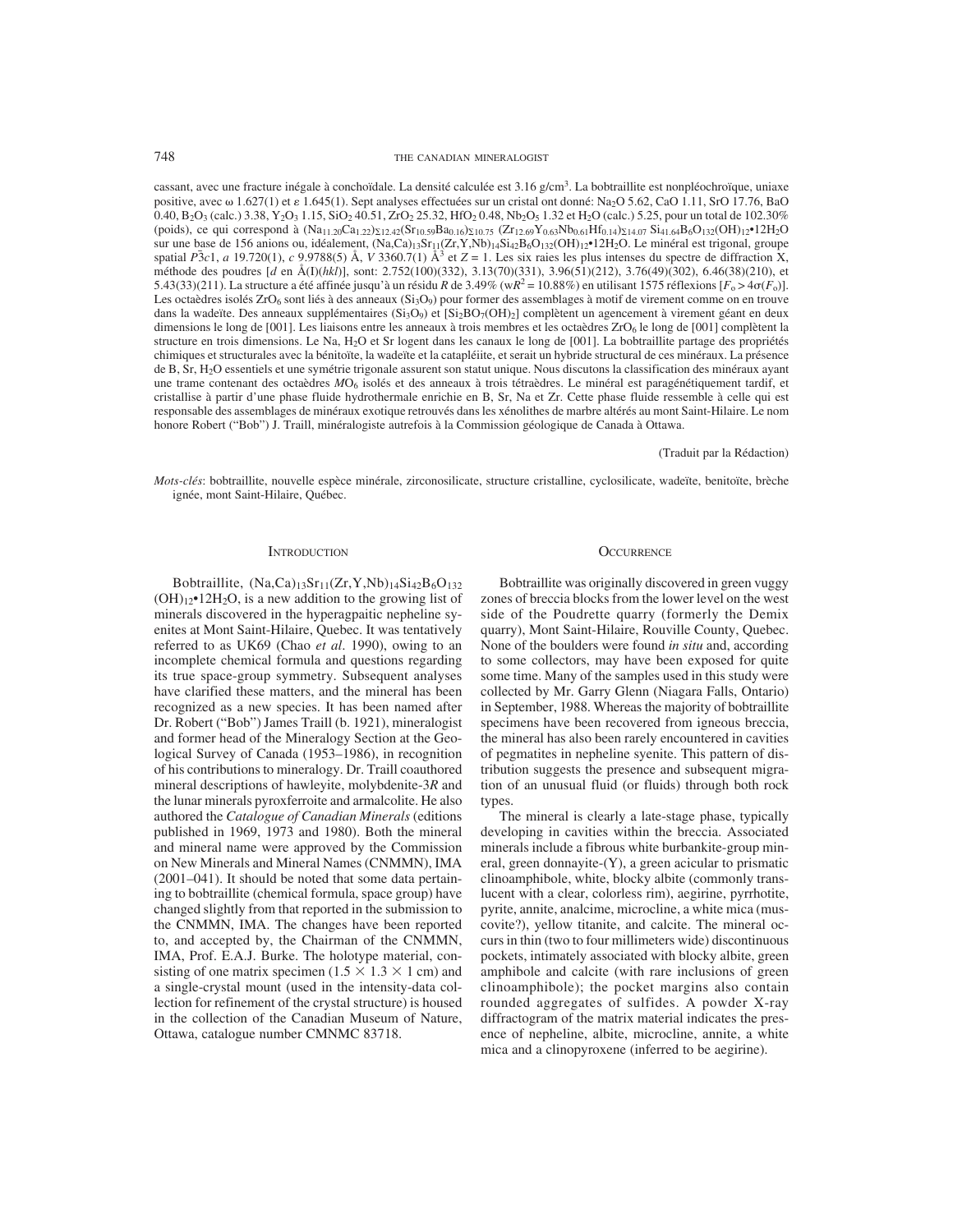cassant, avec une fracture inégale à conchoïdale. La densité calculée est 3.16 g/cm$^3$. La bobtraillite est nonpléochroïque, uniaxe positive, avec ω 1.627(1) et ε 1.645(1). Sept analyses effectuées sur un cristal ont donné: $Na_2O$ 5.62, CaO 1.11, SrO 17.76, BaO 0.40, $B_2O_3$ (calc.) 3.38, $Y_2O_3$ 1.15, $SiO_2$ 40.51, $ZrO_2$ 25.32, $HfO_2$ 0.48, $Nb_2O_5$ 1.32 et $H_2O$ (calc.) 5.25, pour un total de 102.30% (poids), ce qui correspond à $(Na_{11.20}Ca_{1.22})_{\Sigma 12.42}(Sr_{10.59}Ba_{0.16})_{\Sigma 10.75}$ $(Zr_{12.69}Y_{0.63}Nb_{0.61}Hf_{0.14})_{\Sigma 14.07}$ $Si_{41.64}B_6O_{132}(OH)_{12}$•$12H_2O$ sur une base de 156 anions ou, idéalement, $(Na,Ca)_{13}Sr_{11}(Zr,Y,Nb)_{14}Si_{42}B_6O_{132}(OH)_{12}$•$12H_2O$. Le minéral est trigonal, groupe spatial $P\bar{3}c1$, *a* 19.720(1), *c* 9.9788(5) Å, *V* 3360.7(1) Å$^3$ et *Z* = 1. Les six raies les plus intenses du spectre de diffraction X, méthode des poudres [*d* en Å(I)(*hkl*)], sont: 2.752(100)(332), 3.13(70)(331), 3.96(51)(212), 3.76(49)(302), 6.46(38)(210), et 5.43(33)(211). La structure a été affinée jusqu'à un résidu *R* de 3.49% ($wR^2$ = 10.88%) en utilisant 1575 réflexions [$F_o > 4\sigma(F_o)$]. Les octaèdres isolés $ZrO_6$ sont liés à des anneaux ($Si_3O_9$) pour former des assemblages à motif de virement comme on en trouve dans la wadeïte. Des anneaux supplémentaires ($Si_3O_9$) et [$Si_2BO_7(OH)_2$] complètent un agencement à virement géant en deux dimensions le long de [001]. Les liaisons entre les anneaux à trois membres et les octaèdres $ZrO_6$ le long de [001] complètent la structure en trois dimensions. Le Na, $H_2O$ et Sr logent dans les canaux le long de [001]. La bobtraillite partage des propriétés chimiques et structurales avec la bénitoïte, la wadeïte et la catapléiite, et serait un hybride structural de ces minéraux. La présence de B, Sr, $H_2O$ essentiels et une symétrie trigonale assurent son statut unique. Nous discutons la classification des minéraux ayant une trame contenant des octaèdres $MO_6$ isolés et des anneaux à trois tétraèdres. Le minéral est paragénétiquement tardif, et cristallise à partir d'une phase fluide hydrothermale enrichie en B, Sr, Na et Zr. Cette phase fluide ressemble à celle qui est responsable des assemblages de minéraux exotique retrouvés dans les xénolithes de marbre altérés au mont Saint-Hilaire. Le nom honore Robert ("Bob") J. Traill, minéralogiste autrefois à la Commission géologique de Canada à Ottawa.

(Traduit par la Rédaction)

*Mots-clés*: bobtraillite, nouvelle espèce minérale, zirconosilicate, structure cristalline, cyclosilicate, wadeïte, benitoïte, brèche ignée, mont Saint-Hilaire, Québec.

## Introduction

Bobtraillite, $(Na,Ca)_{13}Sr_{11}(Zr,Y,Nb)_{14}Si_{42}B_6O_{132}$ $(OH)_{12}$•$12H_2O$, is a new addition to the growing list of minerals discovered in the hyperagpaitic nepheline syenites at Mont Saint-Hilaire, Quebec. It was tentatively referred to as UK69 (Chao *et al.* 1990), owing to an incomplete chemical formula and questions regarding its true space-group symmetry. Subsequent analyses have clarified these matters, and the mineral has been recognized as a new species. It has been named after Dr. Robert ("Bob") James Traill (b. 1921), mineralogist and former head of the Mineralogy Section at the Geological Survey of Canada (1953–1986), in recognition of his contributions to mineralogy. Dr. Traill coauthored mineral descriptions of hawleyite, molybdenite-3*R* and the lunar minerals pyroxferroite and armalcolite. He also authored the *Catalogue of Canadian Minerals* (editions published in 1969, 1973 and 1980). Both the mineral and mineral name were approved by the Commission on New Minerals and Mineral Names (CNMMN), IMA (2001–041). It should be noted that some data pertaining to bobtraillite (chemical formula, space group) have changed slightly from that reported in the submission to the CNMMN, IMA. The changes have been reported to, and accepted by, the Chairman of the CNMMN, IMA, Prof. E.A.J. Burke. The holotype material, consisting of one matrix specimen (1.5 × 1.3 × 1 cm) and a single-crystal mount (used in the intensity-data collection for refinement of the crystal structure) is housed in the collection of the Canadian Museum of Nature, Ottawa, catalogue number CMNMC 83718.

## Occurrence

Bobtraillite was originally discovered in green vuggy zones of breccia blocks from the lower level on the west side of the Poudrette quarry (formerly the Demix quarry), Mont Saint-Hilaire, Rouville County, Quebec. None of the boulders were found *in situ* and, according to some collectors, may have been exposed for quite some time. Many of the samples used in this study were collected by Mr. Garry Glenn (Niagara Falls, Ontario) in September, 1988. Whereas the majority of bobtraillite specimens have been recovered from igneous breccia, the mineral has also been rarely encountered in cavities of pegmatites in nepheline syenite. This pattern of distribution suggests the presence and subsequent migration of an unusual fluid (or fluids) through both rock types.

The mineral is clearly a late-stage phase, typically developing in cavities within the breccia. Associated minerals include a fibrous white burbankite-group mineral, green donnayite-(Y), a green acicular to prismatic clinoamphibole, white, blocky albite (commonly translucent with a clear, colorless rim), aegirine, pyrrhotite, pyrite, annite, analcime, microcline, a white mica (muscovite?), yellow titanite, and calcite. The mineral occurs in thin (two to four millimeters wide) discontinuous pockets, intimately associated with blocky albite, green amphibole and calcite (with rare inclusions of green clinoamphibole); the pocket margins also contain rounded aggregates of sulfides. A powder X-ray diffractogram of the matrix material indicates the presence of nepheline, albite, microcline, annite, a white mica and a clinopyroxene (inferred to be aegirine).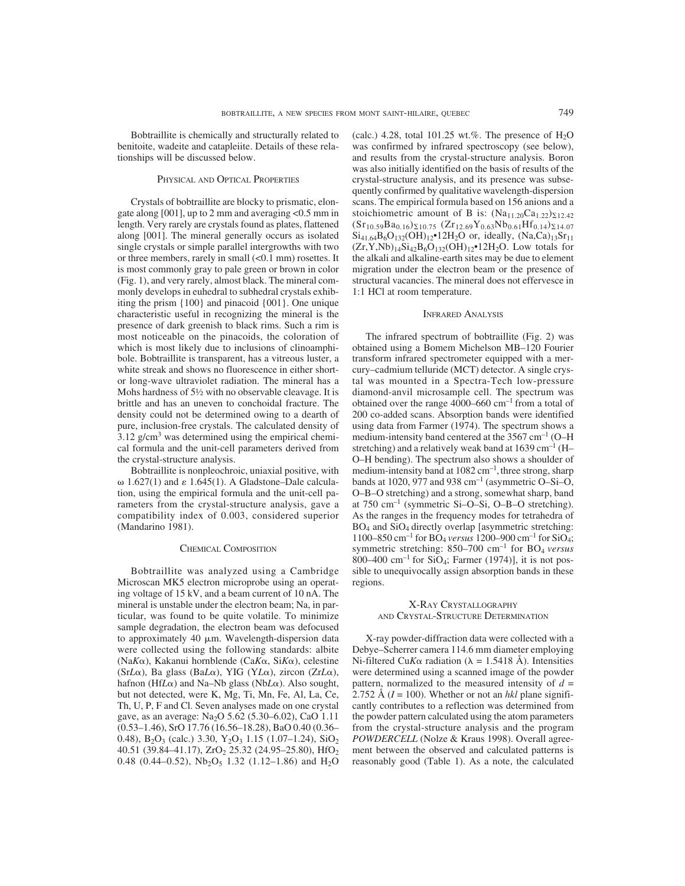Bobtraillite is chemically and structurally related to benitoite, wadeite and catapleiite. Details of these relationships will be discussed below.

## Physical and Optical Properties

Crystals of bobtraillite are blocky to prismatic, elongate along [001], up to 2 mm and averaging <0.5 mm in length. Very rarely are crystals found as plates, flattened along [001]. The mineral generally occurs as isolated single crystals or simple parallel intergrowths with two or three members, rarely in small (<0.1 mm) rosettes. It is most commonly gray to pale green or brown in color (Fig. 1), and very rarely, almost black. The mineral commonly develops in euhedral to subhedral crystals exhibiting the prism {100} and pinacoid {001}. One unique characteristic useful in recognizing the mineral is the presence of dark greenish to black rims. Such a rim is most noticeable on the pinacoids, the coloration of which is most likely due to inclusions of clinoamphibole. Bobtraillite is transparent, has a vitreous luster, a white streak and shows no fluorescence in either short- or long-wave ultraviolet radiation. The mineral has a Mohs hardness of 5½ with no observable cleavage. It is brittle and has an uneven to conchoidal fracture. The density could not be determined owing to a dearth of pure, inclusion-free crystals. The calculated density of 3.12 g/cm$^3$ was determined using the empirical chemical formula and the unit-cell parameters derived from the crystal-structure analysis.

Bobtraillite is nonpleochroic, uniaxial positive, with $\omega$ 1.627(1) and $\varepsilon$ 1.645(1). A Gladstone–Dale calculation, using the empirical formula and the unit-cell parameters from the crystal-structure analysis, gave a compatibility index of 0.003, considered superior (Mandarino 1981).

## Chemical Composition

Bobtraillite was analyzed using a Cambridge Microscan MK5 electron microprobe using an operating voltage of 15 kV, and a beam current of 10 nA. The mineral is unstable under the electron beam; Na, in particular, was found to be quite volatile. To minimize sample degradation, the electron beam was defocused to approximately 40 µm. Wavelength-dispersion data were collected using the following standards: albite (Na*K*α), Kakanui hornblende (Ca*K*α, Si*K*α), celestine (Sr*L*α), Ba glass (Ba*L*α), YIG (Y*L*α), zircon (Zr*L*α), hafnon (Hf*L*α) and Na–Nb glass (Nb*L*α). Also sought, but not detected, were K, Mg, Ti, Mn, Fe, Al, La, Ce, Th, U, P, F and Cl. Seven analyses made on one crystal gave, as an average: $Na_2O$ 5.62 (5.30–6.02), CaO 1.11 (0.53–1.46), SrO 17.76 (16.56–18.28), BaO 0.40 (0.36–0.48), $B_2O_3$ (calc.) 3.30, $Y_2O_3$ 1.15 (1.07–1.24), $SiO_2$ 40.51 (39.84–41.17), $ZrO_2$ 25.32 (24.95–25.80), $HfO_2$ 0.48 (0.44–0.52), $Nb_2O_5$ 1.32 (1.12–1.86) and $H_2O$ (calc.) 4.28, total 101.25 wt.%. The presence of $H_2O$ was confirmed by infrared spectroscopy (see below), and results from the crystal-structure analysis. Boron was also initially identified on the basis of results of the crystal-structure analysis, and its presence was subsequently confirmed by qualitative wavelength-dispersion scans. The empirical formula based on 156 anions and a stoichiometric amount of B is: $(Na_{11.20}Ca_{1.22})_{\Sigma 12.42}$ $(Sr_{10.59}Ba_{0.16})_{\Sigma 10.75}$ $(Zr_{12.69}Y_{0.63}Nb_{0.61}Hf_{0.14})_{\Sigma 14.07}$ $Si_{41.64}B_6O_{132}(OH)_{12}$•$12H_2O$ or, ideally, $(Na,Ca)_{13}Sr_{11}$ $(Zr,Y,Nb)_{14}Si_{42}B_6O_{132}(OH)_{12}$•$12H_2O$. Low totals for the alkali and alkaline-earth sites may be due to element migration under the electron beam or the presence of structural vacancies. The mineral does not effervesce in 1:1 HCl at room temperature.

## Infrared Analysis

The infrared spectrum of bobtraillite (Fig. 2) was obtained using a Bomem Michelson MB–120 Fourier transform infrared spectrometer equipped with a mercury–cadmium telluride (MCT) detector. A single crystal was mounted in a Spectra-Tech low-pressure diamond-anvil microsample cell. The spectrum was obtained over the range 4000–660 cm$^{-1}$ from a total of 200 co-added scans. Absorption bands were identified using data from Farmer (1974). The spectrum shows a medium-intensity band centered at the 3567 cm$^{-1}$ (O–H stretching) and a relatively weak band at 1639 cm$^{-1}$ (H–O–H bending). The spectrum also shows a shoulder of medium-intensity band at 1082 cm$^{-1}$, three strong, sharp bands at 1020, 977 and 938 cm$^{-1}$ (asymmetric O–Si–O, O–B–O stretching) and a strong, somewhat sharp, band at 750 cm$^{-1}$ (symmetric Si–O–Si, O–B–O stretching). As the ranges in the frequency modes for tetrahedra of $BO_4$ and $SiO_4$ directly overlap [asymmetric stretching: 1100–850 cm$^{-1}$ for $BO_4$ *versus* 1200–900 cm$^{-1}$ for $SiO_4$; symmetric stretching: 850–700 cm$^{-1}$ for $BO_4$ *versus* 800–400 cm$^{-1}$ for $SiO_4$; Farmer (1974)], it is not possible to unequivocally assign absorption bands in these regions.

## X-Ray Crystallography and Crystal-Structure Determination

X-ray powder-diffraction data were collected with a Debye–Scherrer camera 114.6 mm diameter employing Ni-filtered Cu*K*α radiation ($\lambda$ = 1.5418 Å). Intensities were determined using a scanned image of the powder pattern, normalized to the measured intensity of $d$ = 2.752 Å ($I$ = 100). Whether or not an *hkl* plane significantly contributes to a reflection was determined from the powder pattern calculated using the atom parameters from the crystal-structure analysis and the program *POWDERCELL* (Nolze & Kraus 1998). Overall agreement between the observed and calculated patterns is reasonably good (Table 1). As a note, the calculated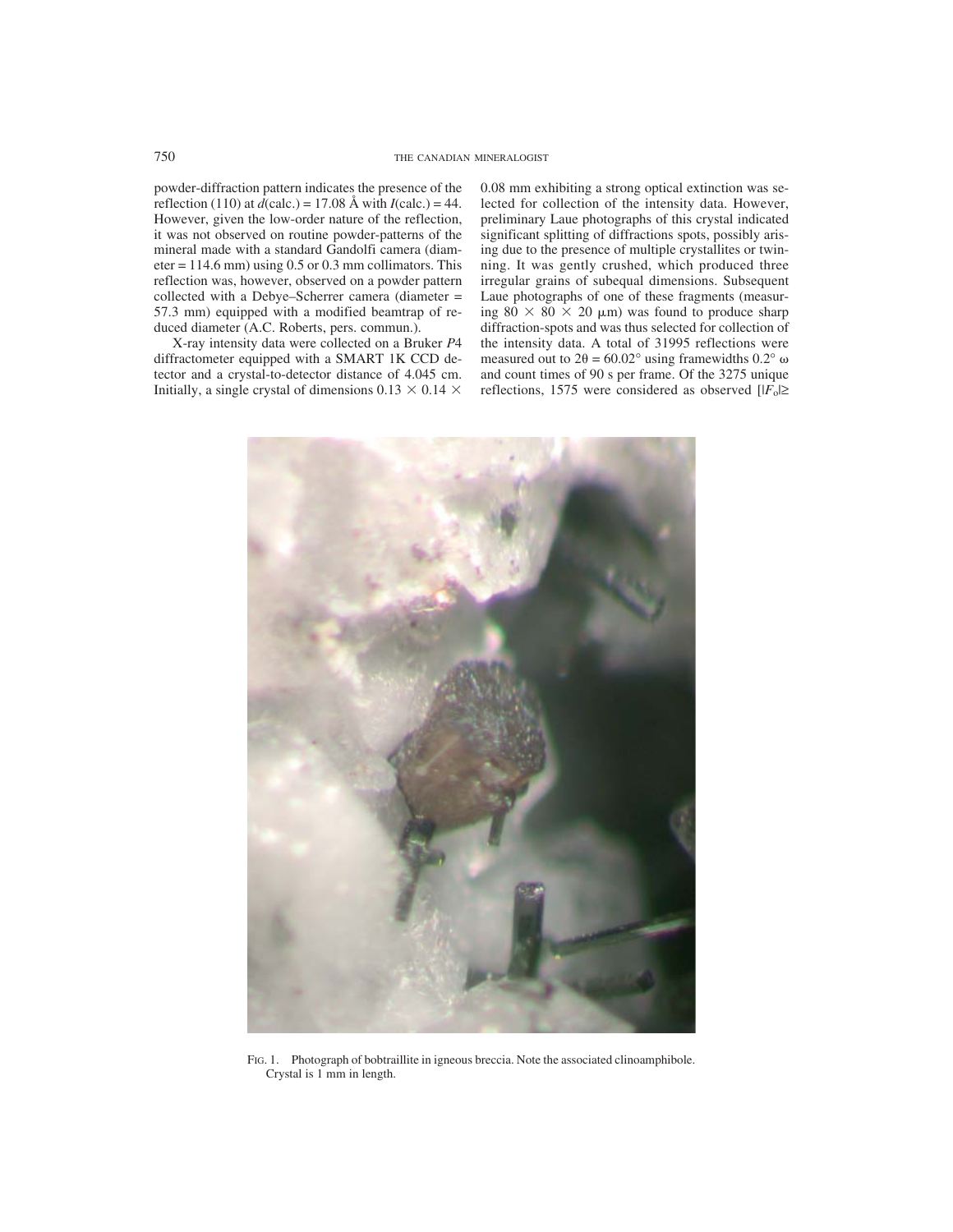powder-diffraction pattern indicates the presence of the reflection (110) at $d$(calc.) = 17.08 Å with $I$(calc.) = 44. However, given the low-order nature of the reflection, it was not observed on routine powder-patterns of the mineral made with a standard Gandolfi camera (diameter = 114.6 mm) using 0.5 or 0.3 mm collimators. This reflection was, however, observed on a powder pattern collected with a Debye–Scherrer camera (diameter = 57.3 mm) equipped with a modified beamtrap of reduced diameter (A.C. Roberts, pers. commun.).

X-ray intensity data were collected on a Bruker *P*4 diffractometer equipped with a SMART 1K CCD detector and a crystal-to-detector distance of 4.045 cm. Initially, a single crystal of dimensions 0.13 × 0.14 × 0.08 mm exhibiting a strong optical extinction was selected for collection of the intensity data. However, preliminary Laue photographs of this crystal indicated significant splitting of diffractions spots, possibly arising due to the presence of multiple crystallites or twinning. It was gently crushed, which produced three irregular grains of subequal dimensions. Subsequent Laue photographs of one of these fragments (measuring 80 × 80 × 20 μm) was found to produce sharp diffraction-spots and was thus selected for collection of the intensity data. A total of 31995 reflections were measured out to $2\theta = 60.02°$ using framewidths 0.2° ω and count times of 90 s per frame. Of the 3275 unique reflections, 1575 were considered as observed [$|F_o| \geq$

FIG. 1. Photograph of bobtraillite in igneous breccia. Note the associated clinoamphibole. Crystal is 1 mm in length.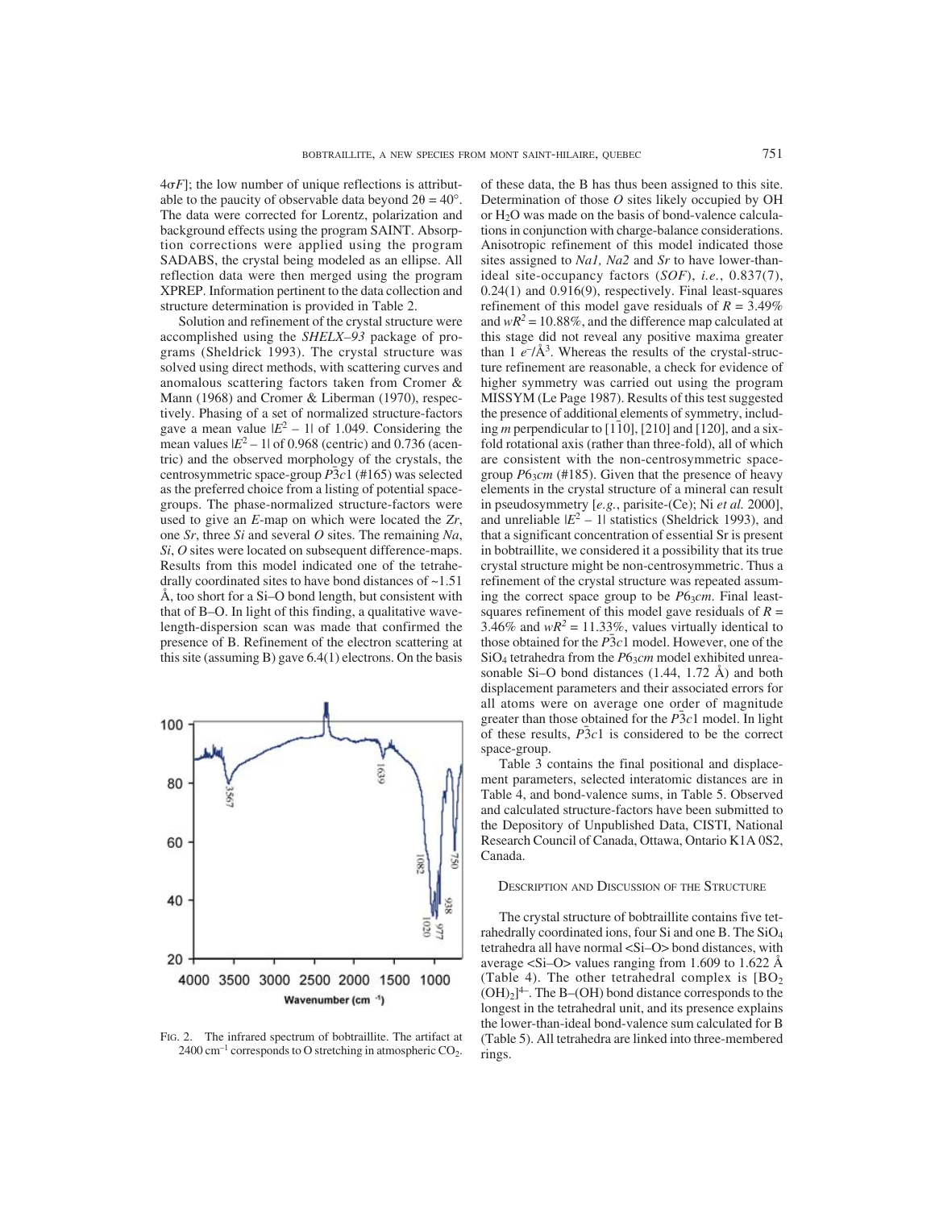$4\sigma F$]; the low number of unique reflections is attributable to the paucity of observable data beyond $2\theta = 40°$. The data were corrected for Lorentz, polarization and background effects using the program SAINT. Absorption corrections were applied using the program SADABS, the crystal being modeled as an ellipse. All reflection data were then merged using the program XPREP. Information pertinent to the data collection and structure determination is provided in Table 2.

Solution and refinement of the crystal structure were accomplished using the *SHELX–93* package of programs (Sheldrick 1993). The crystal structure was solved using direct methods, with scattering curves and anomalous scattering factors taken from Cromer & Mann (1968) and Cromer & Liberman (1970), respectively. Phasing of a set of normalized structure-factors gave a mean value $|E^2 - 1|$ of 1.049. Considering the mean values $|E^2 - 1|$ of 0.968 (centric) and 0.736 (acentric) and the observed morphology of the crystals, the centrosymmetric space-group $P\bar{3}c1$ (#165) was selected as the preferred choice from a listing of potential space-groups. The phase-normalized structure-factors were used to give an *E*-map on which were located the *Zr*, one *Sr*, three *Si* and several *O* sites. The remaining *Na*, *Si*, *O* sites were located on subsequent difference-maps. Results from this model indicated one of the tetrahedrally coordinated sites to have bond distances of ~1.51 Å, too short for a Si–O bond length, but consistent with that of B–O. In light of this finding, a qualitative wavelength-dispersion scan was made that confirmed the presence of B. Refinement of the electron scattering at this site (assuming B) gave 6.4(1) electrons. On the basis of these data, the B has thus been assigned to this site. Determination of those *O* sites likely occupied by OH or $H_2O$ was made on the basis of bond-valence calculations in conjunction with charge-balance considerations. Anisotropic refinement of this model indicated those sites assigned to *Na1, Na2* and *Sr* to have lower-than-ideal site-occupancy factors (*SOF*), *i.e.*, 0.837(7), 0.24(1) and 0.916(9), respectively. Final least-squares refinement of this model gave residuals of $R = 3.49\%$ and $wR^2 = 10.88\%$, and the difference map calculated at this stage did not reveal any positive maxima greater than 1 $e^-/\text{Å}^3$. Whereas the results of the crystal-structure refinement are reasonable, a check for evidence of higher symmetry was carried out using the program MISSYM (Le Page 1987). Results of this test suggested the presence of additional elements of symmetry, including *m* perpendicular to [$1\bar{1}0$], [210] and [120], and a six-fold rotational axis (rather than three-fold), all of which are consistent with the non-centrosymmetric space-group $P6_3cm$ (#185). Given that the presence of heavy elements in the crystal structure of a mineral can result in pseudosymmetry [*e.g.*, parisite-(Ce); Ni *et al.* 2000], and unreliable $|E^2 - 1|$ statistics (Sheldrick 1993), and that a significant concentration of essential Sr is present in bobtraillite, we considered it a possibility that its true crystal structure might be non-centrosymmetric. Thus a refinement of the crystal structure was repeated assuming the correct space group to be $P6_3cm$. Final least-squares refinement of this model gave residuals of $R = 3.46\%$ and $wR^2 = 11.33\%$, values virtually identical to those obtained for the $P\bar{3}c1$ model. However, one of the $SiO_4$ tetrahedra from the $P6_3cm$ model exhibited unreasonable Si–O bond distances (1.44, 1.72 Å) and both displacement parameters and their associated errors for all atoms were on average one order of magnitude greater than those obtained for the $P\bar{3}c1$ model. In light of these results, $P\bar{3}c1$ is considered to be the correct space-group.

Table 3 contains the final positional and displacement parameters, selected interatomic distances are in Table 4, and bond-valence sums, in Table 5. Observed and calculated structure-factors have been submitted to the Depository of Unpublished Data, CISTI, National Research Council of Canada, Ottawa, Ontario K1A 0S2, Canada.

FIG. 2. The infrared spectrum of bobtraillite. The artifact at 2400 cm$^{-1}$ corresponds to O stretching in atmospheric $CO_2$.

## Description and Discussion of the Structure

The crystal structure of bobtraillite contains five tetrahedrally coordinated ions, four Si and one B. The $SiO_4$ tetrahedra all have normal <Si–O> bond distances, with average <Si–O> values ranging from 1.609 to 1.622 Å (Table 4). The other tetrahedral complex is $[BO_2(OH)_2]^{4-}$. The B–(OH) bond distance corresponds to the longest in the tetrahedral unit, and its presence explains the lower-than-ideal bond-valence sum calculated for B (Table 5). All tetrahedra are linked into three-membered rings.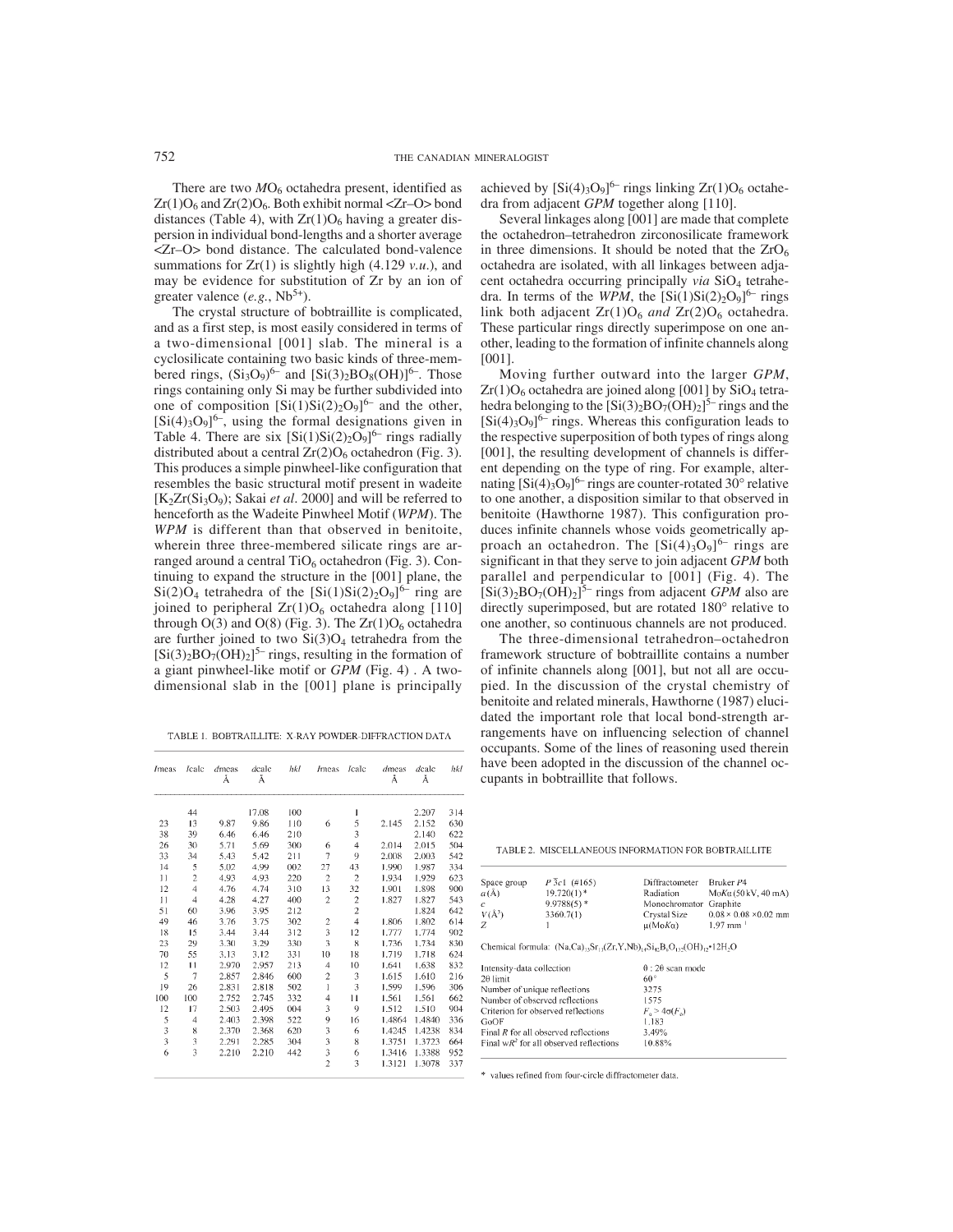There are two $MO_6$ octahedra present, identified as $Zr(1)O_6$ and $Zr(2)O_6$. Both exhibit normal <Zr–O> bond distances (Table 4), with $Zr(1)O_6$ having a greater dispersion in individual bond-lengths and a shorter average <Zr–O> bond distance. The calculated bond-valence summations for Zr(1) is slightly high (4.129 *v.u.*), and may be evidence for substitution of Zr by an ion of greater valence (*e.g.*, $Nb^{5+}$).

The crystal structure of bobtraillite is complicated, and as a first step, is most easily considered in terms of a two-dimensional [001] slab. The mineral is a cyclosilicate containing two basic kinds of three-membered rings, $(Si_3O_9)^{6-}$ and $[Si(3)_2BO_8(OH)]^{6-}$. Those rings containing only Si may be further subdivided into one of composition $[Si(1)Si(2)_2O_9]^{6-}$ and the other, $[Si(4)_3O_9]^{6-}$, using the formal designations given in Table 4. There are six $[Si(1)Si(2)_2O_9]^{6-}$ rings radially distributed about a central $Zr(2)O_6$ octahedron (Fig. 3). This produces a simple pinwheel-like configuration that resembles the basic structural motif present in wadeite [$K_2Zr(Si_3O_9)$; Sakai *et al.* 2000] and will be referred to henceforth as the Wadeite Pinwheel Motif (*WPM*). The *WPM* is different than that observed in benitoite, wherein three three-membered silicate rings are arranged around a central $TiO_6$ octahedron (Fig. 3). Continuing to expand the structure in the [001] plane, the $Si(2)O_4$ tetrahedra of the $[Si(1)Si(2)_2O_9]^{6-}$ ring are joined to peripheral $Zr(1)O_6$ octahedra along [110] through O(3) and O(8) (Fig. 3). The $Zr(1)O_6$ octahedra are further joined to two $Si(3)O_4$ tetrahedra from the $[Si(3)_2BO_7(OH)_2]^{5-}$ rings, resulting in the formation of a giant pinwheel-like motif or *GPM* (Fig. 4) . A two-dimensional slab in the [001] plane is principally achieved by $[Si(4)_3O_9]^{6-}$ rings linking $Zr(1)O_6$ octahedra from adjacent *GPM* together along [110].

Several linkages along [001] are made that complete the octahedron–tetrahedron zirconosilicate framework in three dimensions. It should be noted that the $ZrO_6$ octahedra are isolated, with all linkages between adjacent octahedra occurring principally *via* $SiO_4$ tetrahedra. In terms of the *WPM*, the $[Si(1)Si(2)_2O_9]^{6-}$ rings link both adjacent $Zr(1)O_6$ *and* $Zr(2)O_6$ octahedra. These particular rings directly superimpose on one another, leading to the formation of infinite channels along [001].

Moving further outward into the larger *GPM*, $Zr(1)O_6$ octahedra are joined along [001] by $SiO_4$ tetrahedra belonging to the $[Si(3)_2BO_7(OH)_2]^{5-}$ rings and the $[Si(4)_3O_9]^{6-}$ rings. Whereas this configuration leads to the respective superposition of both types of rings along [001], the resulting development of channels is different depending on the type of ring. For example, alternating $[Si(4)_3O_9]^{6-}$ rings are counter-rotated 30° relative to one another, a disposition similar to that observed in benitoite (Hawthorne 1987). This configuration produces infinite channels whose voids geometrically approach an octahedron. The $[Si(4)_3O_9]^{6-}$ rings are significant in that they serve to join adjacent *GPM* both parallel and perpendicular to [001] (Fig. 4). The $[Si(3)_2BO_7(OH)_2]^{5-}$ rings from adjacent *GPM* also are directly superimposed, but are rotated 180° relative to one another, so continuous channels are not produced.

The three-dimensional tetrahedron–octahedron framework structure of bobtraillite contains a number of infinite channels along [001], but not all are occupied. In the discussion of the crystal chemistry of benitoite and related minerals, Hawthorne (1987) elucidated the important role that local bond-strength arrangements have on influencing selection of channel occupants. Some of the lines of reasoning used therein have been adopted in the discussion of the channel occupants in bobtraillite that follows.

TABLE 1. BOBTRAILLITE: X-RAY POWDER-DIFFRACTION DATA

| *I*meas | *I*calc | *d*meas Å | *d*calc Å | *hkl* | *I*meas | *I*calc | *d*meas Å | *d*calc Å | *hkl* |
|---|---|---|---|---|---|---|---|---|---|
| | 44 | | 17.08 | 100 | | 1 | | 2.207 | 314 |
| 23 | 13 | 9.87 | 9.86 | 110 | 6 | 5 | 2.145 | 2.152 | 630 |
| 38 | 39 | 6.46 | 6.46 | 210 | | 3 | | 2.140 | 622 |
| 26 | 30 | 5.71 | 5.69 | 300 | 6 | 4 | 2.014 | 2.015 | 504 |
| 33 | 34 | 5.43 | 5.42 | 211 | 7 | 9 | 2.008 | 2.003 | 542 |
| 14 | 5 | 5.02 | 4.99 | 002 | 27 | 43 | 1.990 | 1.987 | 334 |
| 11 | 2 | 4.93 | 4.93 | 220 | 2 | 2 | 1.934 | 1.929 | 623 |
| 12 | 4 | 4.76 | 4.74 | 310 | 13 | 32 | 1.901 | 1.898 | 900 |
| 11 | 4 | 4.28 | 4.27 | 400 | 2 | 2 | 1.827 | 1.827 | 543 |
| 51 | 60 | 3.96 | 3.95 | 212 | | 2 | | 1.824 | 642 |
| 49 | 46 | 3.76 | 3.75 | 302 | 2 | 4 | 1.806 | 1.802 | 614 |
| 18 | 15 | 3.44 | 3.44 | 312 | 3 | 12 | 1.777 | 1.774 | 902 |
| 23 | 29 | 3.30 | 3.29 | 330 | 3 | 8 | 1.736 | 1.734 | 830 |
| 70 | 55 | 3.13 | 3.12 | 331 | 10 | 18 | 1.719 | 1.718 | 624 |
| 12 | 11 | 2.970 | 2.957 | 213 | 4 | 10 | 1.641 | 1.638 | 832 |
| 5 | 7 | 2.857 | 2.846 | 600 | 2 | 3 | 1.615 | 1.610 | 216 |
| 19 | 26 | 2.831 | 2.818 | 502 | 1 | 3 | 1.599 | 1.596 | 306 |
| 100 | 100 | 2.752 | 2.745 | 332 | 4 | 11 | 1.561 | 1.561 | 662 |
| 12 | 17 | 2.503 | 2.495 | 004 | 3 | 9 | 1.512 | 1.510 | 904 |
| 5 | 4 | 2.403 | 2.398 | 522 | 9 | 16 | 1.4864 | 1.4840 | 336 |
| 3 | 8 | 2.370 | 2.368 | 620 | 3 | 6 | 1.4245 | 1.4238 | 834 |
| 3 | 3 | 2.291 | 2.285 | 304 | 3 | 8 | 1.3751 | 1.3723 | 664 |
| 6 | 3 | 2.210 | 2.210 | 442 | 3 | 6 | 1.3416 | 1.3388 | 952 |
| | | | | | 2 | 3 | 1.3121 | 1.3078 | 337 |

TABLE 2. MISCELLANEOUS INFORMATION FOR BOBTRAILLITE

| | | | |
|---|---|---|---|
| Space group | $P\bar{3}c1$ (#165) | Diffractometer | Bruker *P*4 |
| *a* (Å) | 19.720(1) * | Radiation | Mo*K*α (50 kV, 40 mA) |
| *c* | 9.9788(5) * | Monochromator | Graphite |
| *V* (Å³) | 3360.7(1) | Crystal Size | 0.08 × 0.08 × 0.02 mm |
| *Z* | 1 | μ(Mo*K*α) | 1.97 mm⁻¹ |

Chemical formula: $(Na,Ca)_{13}Sr_{11}(Zr,Y,Nb)_{14}Si_{42}B_6O_{132}(OH)_{12}\cdot 12H_2O$

| | |
|---|---|
| Intensity-data collection | θ : 2θ scan mode |
| 2θ limit | 60° |
| Number of unique reflections | 3275 |
| Number of observed reflections | 1575 |
| Criterion for observed reflections | $F_o > 4\sigma(F_o)$ |
| GoOF | 1.183 |
| Final *R* for all observed reflections | 3.49% |
| Final w$R^2$ for all observed reflections | 10.88% |

\* values refined from four-circle diffractometer data.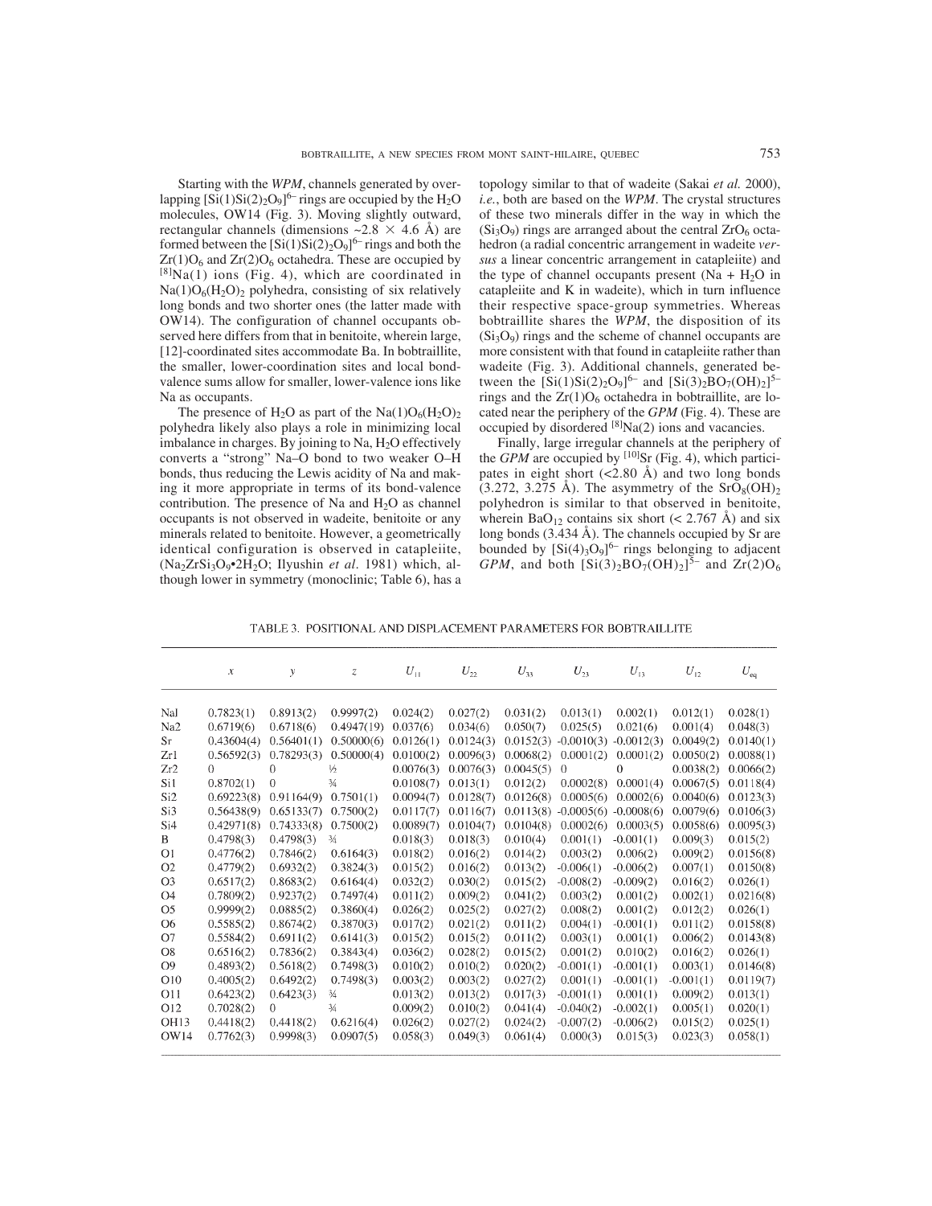Starting with the *WPM*, channels generated by overlapping $[Si(1)Si(2)_2O_9]^{6-}$ rings are occupied by the $H_2O$ molecules, OW14 (Fig. 3). Moving slightly outward, rectangular channels (dimensions ~2.8 × 4.6 Å) are formed between the $[Si(1)Si(2)_2O_9]^{6-}$ rings and both the $Zr(1)O_6$ and $Zr(2)O_6$ octahedra. These are occupied by $^{[8]}$Na(1) ions (Fig. 4), which are coordinated in $Na(1)O_6(H_2O)_2$ polyhedra, consisting of six relatively long bonds and two shorter ones (the latter made with OW14). The configuration of channel occupants observed here differs from that in benitoite, wherein large, [12]-coordinated sites accommodate Ba. In bobtraillite, the smaller, lower-coordination sites and local bond-valence sums allow for smaller, lower-valence ions like Na as occupants.

The presence of $H_2O$ as part of the $Na(1)O_6(H_2O)_2$ polyhedra likely also plays a role in minimizing local imbalance in charges. By joining to Na, $H_2O$ effectively converts a "strong" Na–O bond to two weaker O–H bonds, thus reducing the Lewis acidity of Na and making it more appropriate in terms of its bond-valence contribution. The presence of Na and $H_2O$ as channel occupants is not observed in wadeite, benitoite or any minerals related to benitoite. However, a geometrically identical configuration is observed in catapleiite, ($Na_2ZrSi_3O_9$•$2H_2O$; Ilyushin *et al.* 1981) which, although lower in symmetry (monoclinic; Table 6), has a topology similar to that of wadeite (Sakai *et al.* 2000), *i.e.*, both are based on the *WPM*. The crystal structures of these two minerals differ in the way in which the ($Si_3O_9$) rings are arranged about the central $ZrO_6$ octahedron (a radial concentric arrangement in wadeite *versus* a linear concentric arrangement in catapleiite) and the type of channel occupants present (Na + $H_2O$ in catapleiite and K in wadeite), which in turn influence their respective space-group symmetries. Whereas bobtraillite shares the *WPM*, the disposition of its ($Si_3O_9$) rings and the scheme of channel occupants are more consistent with that found in catapleiite rather than wadeite (Fig. 3). Additional channels, generated between the $[Si(1)Si(2)_2O_9]^{6-}$ and $[Si(3)_2BO_7(OH)_2]^{5-}$ rings and the $Zr(1)O_6$ octahedra in bobtraillite, are located near the periphery of the *GPM* (Fig. 4). These are occupied by disordered $^{[8]}$Na(2) ions and vacancies.

Finally, large irregular channels at the periphery of the *GPM* are occupied by $^{[10]}$Sr (Fig. 4), which participates in eight short (<2.80 Å) and two long bonds (3.272, 3.275 Å). The asymmetry of the $SrO_8(OH)_2$ polyhedron is similar to that observed in benitoite, wherein $BaO_{12}$ contains six short (< 2.767 Å) and six long bonds (3.434 Å). The channels occupied by Sr are bounded by $[Si(4)_3O_9]^{6-}$ rings belonging to adjacent *GPM*, and both $[Si(3)_2BO_7(OH)_2]^{5-}$ and $Zr(2)O_6$

TABLE 3. POSITIONAL AND DISPLACEMENT PARAMETERS FOR BOBTRAILLITE

| | $x$ | $y$ | $z$ | $U_{11}$ | $U_{22}$ | $U_{33}$ | $U_{23}$ | $U_{13}$ | $U_{12}$ | $U_{eq}$ |
|---|---|---|---|---|---|---|---|---|---|---|
| Na1 | 0.7823(1) | 0.8913(2) | 0.9997(2) | 0.024(2) | 0.027(2) | 0.031(2) | 0.013(1) | 0.002(1) | 0.012(1) | 0.028(1) |
| Na2 | 0.6719(6) | 0.6718(6) | 0.4947(19) | 0.037(6) | 0.034(6) | 0.050(7) | 0.025(5) | 0.021(6) | 0.001(4) | 0.048(3) |
| Sr | 0.43604(4) | 0.56401(1) | 0.50000(6) | 0.0126(1) | 0.0124(3) | 0.0152(3) | -0.0010(3) | -0.0012(3) | 0.0049(2) | 0.0140(1) |
| Zr1 | 0.56592(3) | 0.78293(3) | 0.50000(4) | 0.0100(2) | 0.0096(3) | 0.0068(2) | 0.0001(2) | 0.0001(2) | 0.0050(2) | 0.0088(1) |
| Zr2 | 0 | 0 | ½ | 0.0076(3) | 0.0076(3) | 0.0045(5) | 0 | 0 | 0.0038(2) | 0.0066(2) |
| Si1 | 0.8702(1) | 0 | ¾ | 0.0108(7) | 0.013(1) | 0.012(2) | 0.0002(8) | 0.0001(4) | 0.0067(5) | 0.0118(4) |
| Si2 | 0.69223(8) | 0.91164(9) | 0.7501(1) | 0.0094(7) | 0.0128(7) | 0.0126(8) | 0.0005(6) | 0.0002(6) | 0.0040(6) | 0.0123(3) |
| Si3 | 0.56438(9) | 0.65133(7) | 0.7500(2) | 0.0117(7) | 0.0116(7) | 0.0113(8) | -0.0005(6) | -0.0008(6) | 0.0079(6) | 0.0106(3) |
| Si4 | 0.42971(8) | 0.74333(8) | 0.7500(2) | 0.0089(7) | 0.0104(7) | 0.0104(8) | 0.0002(6) | 0.0003(5) | 0.0058(6) | 0.0095(3) |
| B | 0.4798(3) | 0.4798(3) | ¾ | 0.018(3) | 0.018(3) | 0.010(4) | 0.001(1) | -0.001(1) | 0.009(3) | 0.015(2) |
| O1 | 0.4776(2) | 0.7846(2) | 0.6164(3) | 0.018(2) | 0.016(2) | 0.014(2) | 0.003(2) | 0.006(2) | 0.009(2) | 0.0156(8) |
| O2 | 0.4779(2) | 0.6932(2) | 0.3824(3) | 0.015(2) | 0.016(2) | 0.013(2) | -0.006(1) | -0.006(2) | 0.007(1) | 0.0150(8) |
| O3 | 0.6517(2) | 0.8683(2) | 0.6164(4) | 0.032(2) | 0.030(2) | 0.015(2) | -0.008(2) | -0.009(2) | 0.016(2) | 0.026(1) |
| O4 | 0.7809(2) | 0.9237(2) | 0.7497(4) | 0.011(2) | 0.009(2) | 0.041(2) | 0.003(2) | 0.001(2) | 0.002(1) | 0.0216(8) |
| O5 | 0.9999(2) | 0.0885(2) | 0.3860(4) | 0.026(2) | 0.025(2) | 0.027(2) | 0.008(2) | 0.001(2) | 0.012(2) | 0.026(1) |
| O6 | 0.5585(2) | 0.8674(2) | 0.3870(3) | 0.017(2) | 0.021(2) | 0.011(2) | 0.004(1) | -0.001(1) | 0.011(2) | 0.0158(8) |
| O7 | 0.5584(2) | 0.6911(2) | 0.6141(3) | 0.015(2) | 0.015(2) | 0.011(2) | 0.003(1) | 0.001(1) | 0.006(2) | 0.0143(8) |
| O8 | 0.6516(2) | 0.7836(2) | 0.3843(4) | 0.036(2) | 0.028(2) | 0.015(2) | 0.001(2) | 0.010(2) | 0.016(2) | 0.026(1) |
| O9 | 0.4893(2) | 0.5618(2) | 0.7498(3) | 0.010(2) | 0.010(2) | 0.020(2) | -0.001(1) | -0.001(1) | 0.003(1) | 0.0146(8) |
| O10 | 0.4005(2) | 0.6492(2) | 0.7498(3) | 0.003(2) | 0.003(2) | 0.027(2) | 0.001(1) | -0.001(1) | -0.001(1) | 0.0119(7) |
| O11 | 0.6423(2) | 0.6423(3) | ¾ | 0.013(2) | 0.013(2) | 0.017(3) | -0.001(1) | 0.001(1) | 0.009(2) | 0.013(1) |
| O12 | 0.7028(2) | 0 | ¾ | 0.009(2) | 0.010(2) | 0.041(4) | -0.040(2) | -0.002(1) | 0.005(1) | 0.020(1) |
| OH13 | 0.4418(2) | 0.4418(2) | 0.6216(4) | 0.026(2) | 0.027(2) | 0.024(2) | -0.007(2) | -0.006(2) | 0.015(2) | 0.025(1) |
| OW14 | 0.7762(3) | 0.9998(3) | 0.0907(5) | 0.058(3) | 0.049(3) | 0.061(4) | 0.000(3) | 0.015(3) | 0.023(3) | 0.058(1) |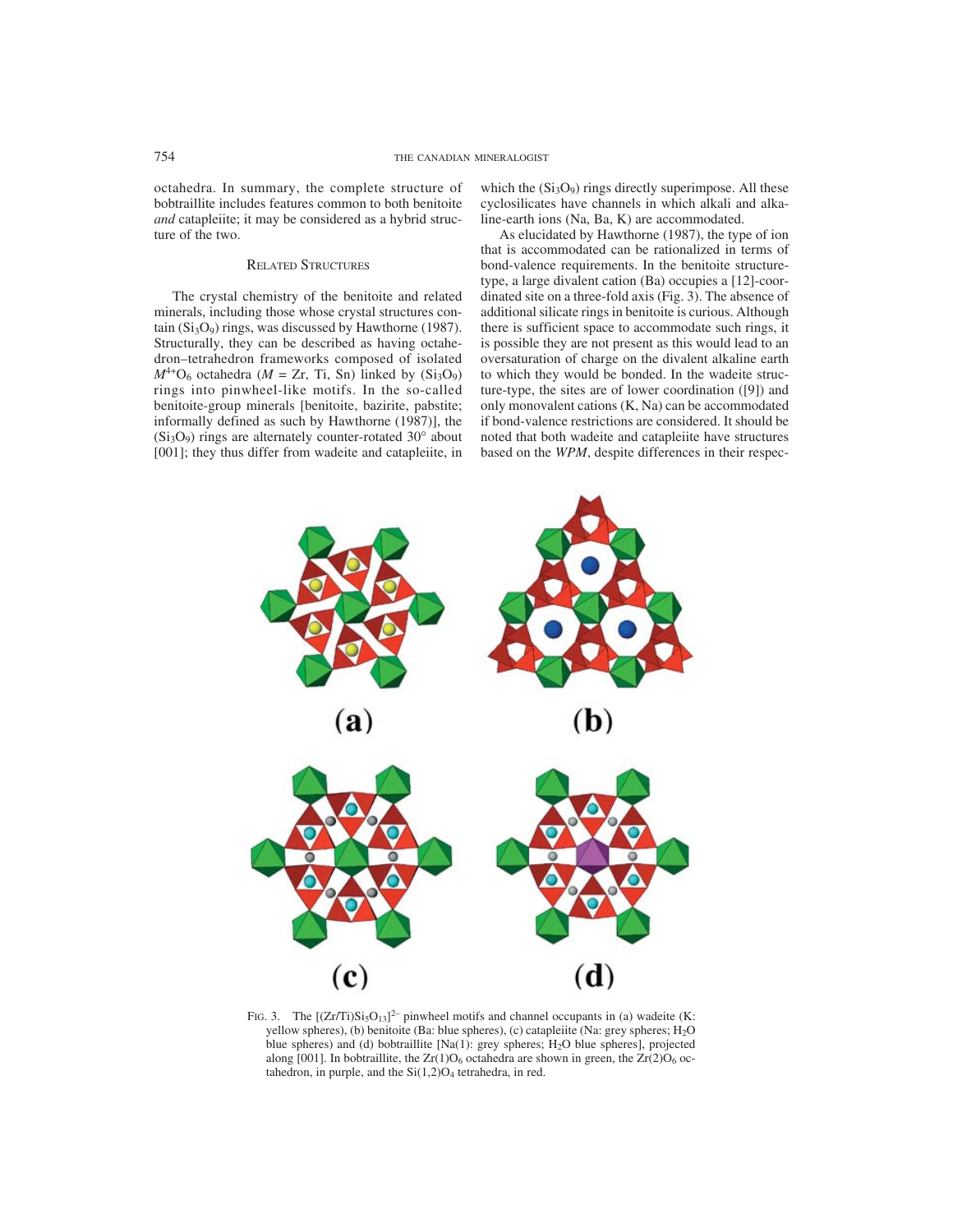octahedra. In summary, the complete structure of bobtraillite includes features common to both benitoite *and* catapleiite; it may be considered as a hybrid structure of the two.

## Related Structures

The crystal chemistry of the benitoite and related minerals, including those whose crystal structures contain ($Si_3O_9$) rings, was discussed by Hawthorne (1987). Structurally, they can be described as having octahedron–tetrahedron frameworks composed of isolated $M^{4+}O_6$ octahedra ($M$ = Zr, Ti, Sn) linked by ($Si_3O_9$) rings into pinwheel-like motifs. In the so-called benitoite-group minerals [benitoite, bazirite, pabstite; informally defined as such by Hawthorne (1987)], the ($Si_3O_9$) rings are alternately counter-rotated 30° about [001]; they thus differ from wadeite and catapleiite, in which the ($Si_3O_9$) rings directly superimpose. All these cyclosilicates have channels in which alkali and alkaline-earth ions (Na, Ba, K) are accommodated.

As elucidated by Hawthorne (1987), the type of ion that is accommodated can be rationalized in terms of bond-valence requirements. In the benitoite structure-type, a large divalent cation (Ba) occupies a [12]-coordinated site on a three-fold axis (Fig. 3). The absence of additional silicate rings in benitoite is curious. Although there is sufficient space to accommodate such rings, it is possible they are not present as this would lead to an oversaturation of charge on the divalent alkaline earth to which they would be bonded. In the wadeite structure-type, the sites are of lower coordination ([9]) and only monovalent cations (K, Na) can be accommodated if bond-valence restrictions are considered. It should be noted that both wadeite and catapleiite have structures based on the *WPM*, despite differences in their respec-

FIG. 3. The $[(Zr/Ti)Si_5O_{13}]^{2-}$ pinwheel motifs and channel occupants in (a) wadeite (K: yellow spheres), (b) benitoite (Ba: blue spheres), (c) catapleiite (Na: grey spheres; $H_2O$ blue spheres) and (d) bobtraillite [Na(1): grey spheres; $H_2O$ blue spheres], projected along [001]. In bobtraillite, the $Zr(1)O_6$ octahedra are shown in green, the $Zr(2)O_6$ octahedron, in purple, and the $Si(1,2)O_4$ tetrahedra, in red.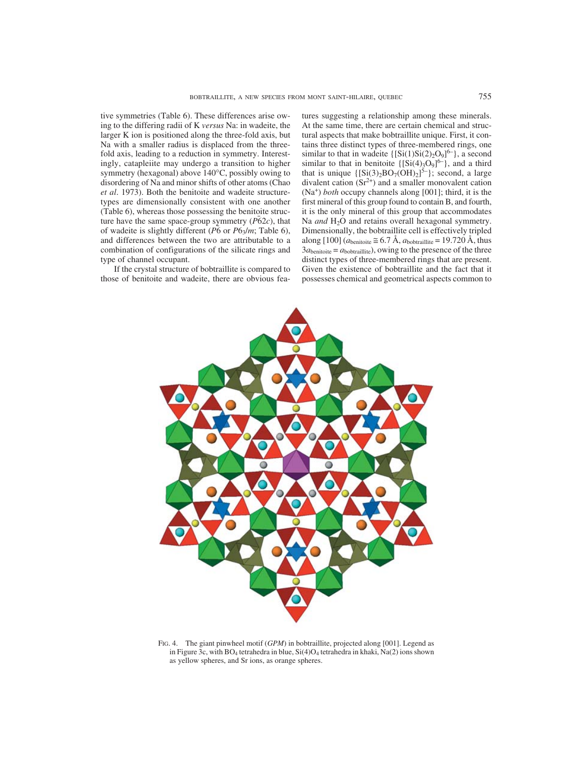tive symmetries (Table 6). These differences arise owing to the differing radii of K *versus* Na: in wadeite, the larger K ion is positioned along the three-fold axis, but Na with a smaller radius is displaced from the three-fold axis, leading to a reduction in symmetry. Interestingly, catapleiite may undergo a transition to higher symmetry (hexagonal) above 140°C, possibly owing to disordering of Na and minor shifts of other atoms (Chao *et al*. 1973). Both the benitoite and wadeite structure-types are dimensionally consistent with one another (Table 6), whereas those possessing the benitoite structure have the same space-group symmetry ($P\bar{6}2c$), that of wadeite is slightly different ($P\bar{6}$ or $P6_3/m$; Table 6), and differences between the two are attributable to a combination of configurations of the silicate rings and type of channel occupant.

If the crystal structure of bobtraillite is compared to those of benitoite and wadeite, there are obvious features suggesting a relationship among these minerals. At the same time, there are certain chemical and structural aspects that make bobtraillite unique. First, it contains three distinct types of three-membered rings, one similar to that in wadeite $\{[Si(1)Si(2)_2O_9]^{6-}\}$, a second similar to that in benitoite $\{[Si(4)_3O_9]^{6-}\}$, and a third that is unique $\{[Si(3)_2BO_7(OH)_2]^{5-}\}$; second, a large divalent cation ($Sr^{2+}$) and a smaller monovalent cation ($Na^+$) *both* occupy channels along [001]; third, it is the first mineral of this group found to contain B, and fourth, it is the only mineral of this group that accommodates Na *and* $H_2O$ and retains overall hexagonal symmetry. Dimensionally, the bobtraillite cell is effectively tripled along [100] ($a_{benitoite} \cong 6.7$ Å, $a_{bobtraillite} = 19.720$ Å, thus $3a_{benitoite} = a_{bobtraillite}$), owing to the presence of the three distinct types of three-membered rings that are present. Given the existence of bobtraillite and the fact that it possesses chemical and geometrical aspects common to

FIG. 4. The giant pinwheel motif (*GPM*) in bobtraillite, projected along [001]. Legend as in Figure 3c, with $BO_4$ tetrahedra in blue, $Si(4)O_4$ tetrahedra in khaki, Na(2) ions shown as yellow spheres, and Sr ions, as orange spheres.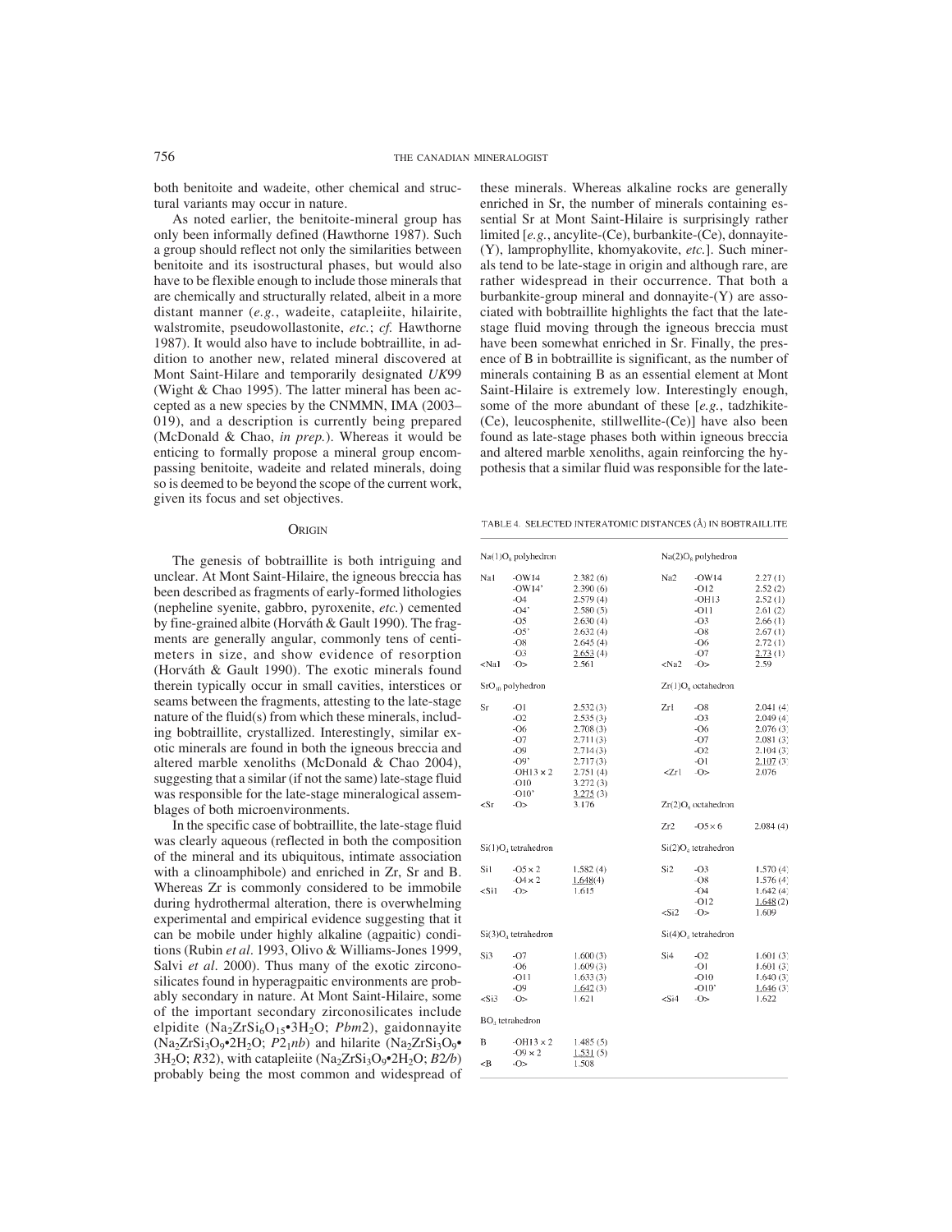both benitoite and wadeite, other chemical and structural variants may occur in nature.

As noted earlier, the benitoite-mineral group has only been informally defined (Hawthorne 1987). Such a group should reflect not only the similarities between benitoite and its isostructural phases, but would also have to be flexible enough to include those minerals that are chemically and structurally related, albeit in a more distant manner (*e.g.*, wadeite, catapleiite, hilairite, walstromite, pseudowollastonite, *etc.*; *cf.* Hawthorne 1987). It would also have to include bobtraillite, in addition to another new, related mineral discovered at Mont Saint-Hilare and temporarily designated *UK*99 (Wight & Chao 1995). The latter mineral has been accepted as a new species by the CNMMN, IMA (2003–019), and a description is currently being prepared (McDonald & Chao, *in prep.*). Whereas it would be enticing to formally propose a mineral group encompassing benitoite, wadeite and related minerals, doing so is deemed to be beyond the scope of the current work, given its focus and set objectives.

## Origin

The genesis of bobtraillite is both intriguing and unclear. At Mont Saint-Hilaire, the igneous breccia has been described as fragments of early-formed lithologies (nepheline syenite, gabbro, pyroxenite, *etc.*) cemented by fine-grained albite (Horváth & Gault 1990). The fragments are generally angular, commonly tens of centimeters in size, and show evidence of resorption (Horváth & Gault 1990). The exotic minerals found therein typically occur in small cavities, interstices or seams between the fragments, attesting to the late-stage nature of the fluid(s) from which these minerals, including bobtraillite, crystallized. Interestingly, similar exotic minerals are found in both the igneous breccia and altered marble xenoliths (McDonald & Chao 2004), suggesting that a similar (if not the same) late-stage fluid was responsible for the late-stage mineralogical assemblages of both microenvironments.

In the specific case of bobtraillite, the late-stage fluid was clearly aqueous (reflected in both the composition of the mineral and its ubiquitous, intimate association with a clinoamphibole) and enriched in Zr, Sr and B. Whereas Zr is commonly considered to be immobile during hydrothermal alteration, there is overwhelming experimental and empirical evidence suggesting that it can be mobile under highly alkaline (agpaitic) conditions (Rubin *et al.* 1993, Olivo & Williams-Jones 1999, Salvi *et al.* 2000). Thus many of the exotic zirconosilicates found in hyperagpaitic environments are probably secondary in nature. At Mont Saint-Hilaire, some of the important secondary zirconosilicates include elpidite ($Na_2ZrSi_6O_{15}$•$3H_2O$; *Pbm*2), gaidonnayite ($Na_2ZrSi_3O_9$•$2H_2O$; $P2_1nb$) and hilarite ($Na_2ZrSi_3O_9$•$3H_2O$; *R*32), with catapleiite ($Na_2ZrSi_3O_9$•$2H_2O$; *B*2/*b*) probably being the most common and widespread of these minerals. Whereas alkaline rocks are generally enriched in Sr, the number of minerals containing essential Sr at Mont Saint-Hilaire is surprisingly rather limited [*e.g.*, ancylite-(Ce), burbankite-(Ce), donnayite-(Y), lamprophyllite, khomyakovite, *etc.*]. Such minerals tend to be late-stage in origin and although rare, are rather widespread in their occurrence. That both a burbankite-group mineral and donnayite-(Y) are associated with bobtraillite highlights the fact that the late-stage fluid moving through the igneous breccia must have been somewhat enriched in Sr. Finally, the presence of B in bobtraillite is significant, as the number of minerals containing B as an essential element at Mont Saint-Hilaire is extremely low. Interestingly enough, some of the more abundant of these [*e.g.*, tadzhikite-(Ce), leucosphenite, stillwellite-(Ce)] have also been found as late-stage phases both within igneous breccia and altered marble xenoliths, again reinforcing the hypothesis that a similar fluid was responsible for the late-

TABLE 4. SELECTED INTERATOMIC DISTANCES (Å) IN BOBTRAILLITE

| $Na(1)O_8$ polyhedron | | | $Na(2)O_8$ polyhedron | | |
|---|---|---|---|---|---|
| Na1 | -OW14 | 2.382 (6) | Na2 | -OW14 | 2.27 (1) |
| | -OW14' | 2.390 (6) | | -O12 | 2.52 (2) |
| | -O4 | 2.579 (4) | | -OH13 | 2.52 (1) |
| | -O4' | 2.580 (5) | | -O11 | 2.61 (2) |
| | -O5 | 2.630 (4) | | -O3 | 2.66 (1) |
| | -O5' | 2.632 (4) | | -O8 | 2.67 (1) |
| | -O8 | 2.645 (4) | | -O6 | 2.72 (1) |
| | -O3 | 2.653 (4) | | -O7 | 2.73 (1) |
| <Na1 | -O> | 2.561 | <Na2 | -O> | 2.59 |
| $SrO_{10}$ polyhedron | | | $Zr(1)O_6$ octahedron | | |
| Sr | -O1 | 2.532 (3) | Zr1 | -O8 | 2.041 (4) |
| | -O2 | 2.535 (3) | | -O3 | 2.049 (4) |
| | -O6 | 2.708 (3) | | -O6 | 2.076 (3) |
| | -O7 | 2.711 (3) | | -O7 | 2.081 (3) |
| | -O9 | 2.714 (3) | | -O2 | 2.104 (3) |
| | -O9' | 2.717 (3) | | -O1 | 2.107 (3) |
| | -OH13 × 2 | 2.751 (4) | <Zr1 | -O> | 2.076 |
| | -O10 | 3.272 (3) | | | |
| | -O10' | 3.275 (3) | $Zr(2)O_6$ octahedron | | |
| <Sr | -O> | 3.176 | | | |
| | | | Zr2 | -O5 × 6 | 2.084 (4) |
| $Si(1)O_4$ tetrahedron | | | $Si(2)O_4$ tetrahedron | | |
| Si1 | -O5 × 2 | 1.582 (4) | Si2 | -O3 | 1.570 (4) |
| | -O4 × 2 | 1.648(4) | | -O8 | 1.576 (4) |
| <Si1 | -O> | 1.615 | | -O4 | 1.642 (4) |
| | | | | -O12 | 1.648 (2) |
| | | | <Si2 | -O> | 1.609 |
| $Si(3)O_4$ tetrahedron | | | $Si(4)O_4$ tetrahedron | | |
| Si3 | -O7 | 1.600 (3) | Si4 | -O2 | 1.601 (3) |
| | -O6 | 1.609 (3) | | -O1 | 1.601 (3) |
| | -O11 | 1.633 (3) | | -O10 | 1.640 (3) |
| | -O9 | 1.642 (3) | | -O10' | 1.646 (3) |
| <Si3 | -O> | 1.621 | <Si4 | -O> | 1.622 |
| $BO_4$ tetrahedron | | | | | |
| B | -OH13 × 2 | 1.485 (5) | | | |
| | -O9 × 2 | 1.531 (5) | | | |
| <B | -O> | 1.508 | | | |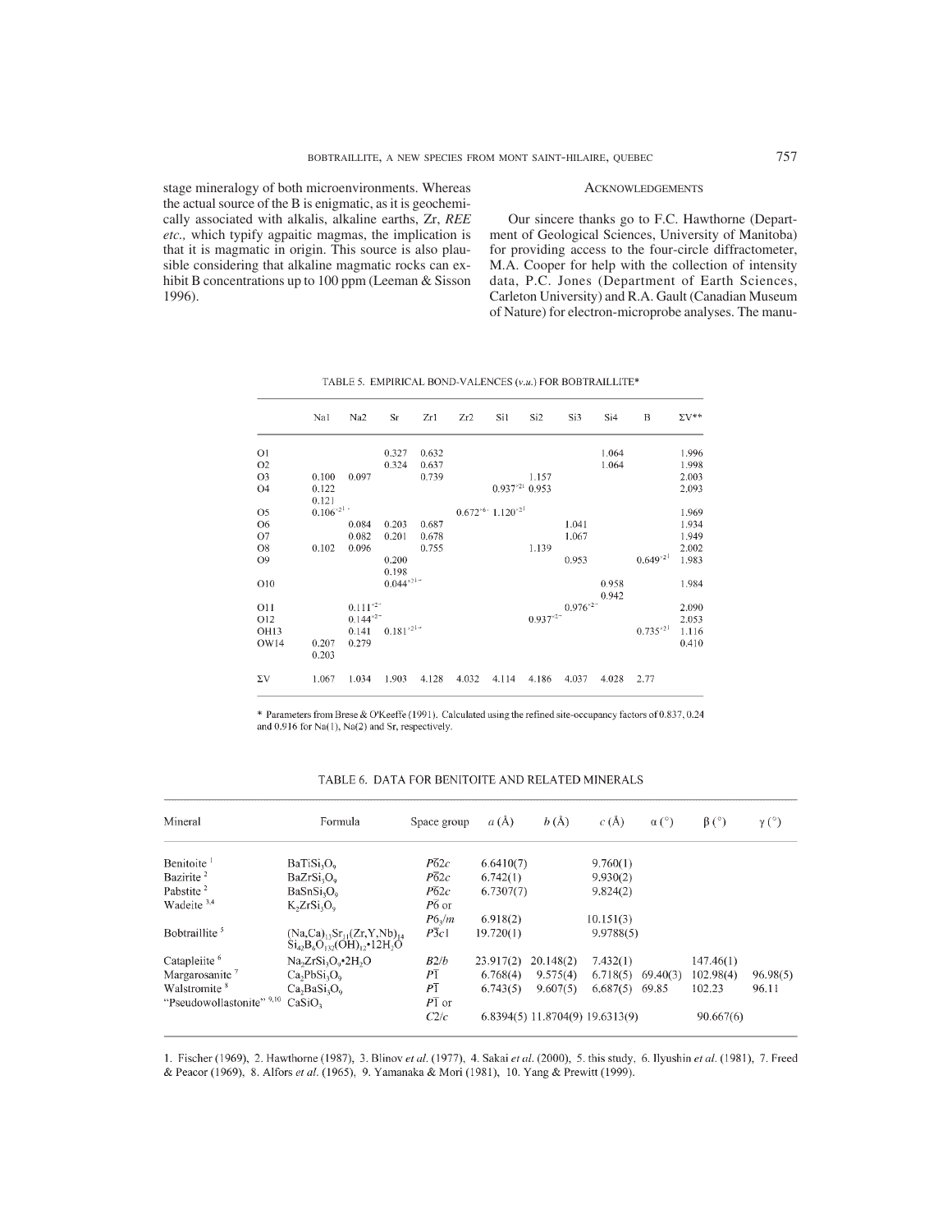stage mineralogy of both microenvironments. Whereas the actual source of the B is enigmatic, as it is geochemically associated with alkalis, alkaline earths, Zr, *REE etc.,* which typify agpaitic magmas, the implication is that it is magmatic in origin. This source is also plausible considering that alkaline magmatic rocks can exhibit B concentrations up to 100 ppm (Leeman & Sisson 1996).

## ACKNOWLEDGEMENTS

Our sincere thanks go to F.C. Hawthorne (Department of Geological Sciences, University of Manitoba) for providing access to the four-circle diffractometer, M.A. Cooper for help with the collection of intensity data, P.C. Jones (Department of Earth Sciences, Carleton University) and R.A. Gault (Canadian Museum of Nature) for electron-microprobe analyses. The manu-

TABLE 5. EMPIRICAL BOND-VALENCES (*v.u.*) FOR BOBTRAILLITE*

| | Na1 | Na2 | Sr | Zr1 | Zr2 | Si1 | Si2 | Si3 | Si4 | B | ΣV** |
|---|---|---|---|---|---|---|---|---|---|---|---|
| O1 | | | 0.327 | 0.632 | | | | | 1.064 | | 1.996 |
| O2 | | | 0.324 | 0.637 | | | | | 1.064 | | 1.998 |
| O3 | 0.100 | 0.097 | | 0.739 | | | 1.157 | | | | 2.003 |
| O4 | 0.122 0.121 | | | | | $0.937^{\times 2\downarrow}$ | 0.953 | | | | 2.093 |
| O5 | $0.106^{\times 2\downarrow\rightarrow}$ | | | | $0.672^{\times 6\downarrow}$ | $1.120^{\times 2\downarrow}$ | | | | | 1.969 |
| O6 | | 0.084 | 0.203 | 0.687 | | | | 1.041 | | | 1.934 |
| O7 | | 0.082 | 0.201 | 0.678 | | | | 1.067 | | | 1.949 |
| O8 | 0.102 | 0.096 | | 0.755 | | | 1.139 | | | | 2.002 |
| O9 | | | 0.200 0.198 | | | | | 0.953 | | $0.649^{\times 2\downarrow}$ | 1.983 |
| O10 | | | $0.044^{\times 2\downarrow\rightarrow}$ | | | | | | 0.958 0.942 | | 1.984 |
| O11 | | $0.111^{\times 2\rightarrow}$ | | | | | | $0.976^{\times 2\rightarrow}$ | | | 2.090 |
| O12 | | $0.144^{\times 2\rightarrow}$ | | | | | $0.937^{\times 2\rightarrow}$ | | | | 2.053 |
| OH13 | | 0.141 | $0.181^{\times 2\downarrow\rightarrow}$ | | | | | | | $0.735^{\times 2\downarrow}$ | 1.116 |
| OW14 | 0.207 0.203 | 0.279 | | | | | | | | | 0.410 |
| ΣV | 1.067 | 1.034 | 1.903 | 4.128 | 4.032 | 4.114 | 4.186 | 4.037 | 4.028 | 2.77 | |

\* Parameters from Brese & O'Keeffe (1991). Calculated using the refined site-occupancy factors of 0.837, 0.24 and 0.916 for Na(1), Na(2) and Sr, respectively.

TABLE 6. DATA FOR BENITOITE AND RELATED MINERALS

| Mineral | Formula | Space group | *a* (Å) | *b* (Å) | *c* (Å) | α (°) | β (°) | γ (°) |
|---|---|---|---|---|---|---|---|---|
| Benitoite [1] | $BaTiSi_3O_9$ | $P\bar{6}2c$ | 6.6410(7) | | 9.760(1) | | | |
| Bazirite [2] | $BaZrSi_3O_9$ | $P\bar{6}2c$ | 6.742(1) | | 9.930(2) | | | |
| Pabstite [2] | $BaSnSi_3O_9$ | $P\bar{6}2c$ | 6.7307(7) | | 9.824(2) | | | |
| Wadeite [3,4] | $K_2ZrSi_3O_9$ | $P\bar{6}$ or $P6_3/m$ | 6.918(2) | | 10.151(3) | | | |
| Bobtraillite [5] | $(Na,Ca)_{13}Sr_{11}(Zr,Y,Nb)_{14}Si_{42}B_6O_{132}(OH)_{12}{\cdot}12H_2O$ | $P\bar{3}c1$ | 19.720(1) | | 9.9788(5) | | | |
| Catapleiite [6] | $Na_2ZrSi_3O_9{\cdot}2H_2O$ | $B2/b$ | 23.917(2) | 20.148(2) | 7.432(1) | | 147.46(1) | |
| Margarosanite [7] | $Ca_2PbSi_3O_9$ | $P\bar{1}$ | 6.768(4) | 9.575(4) | 6.718(5) | 69.40(3) | 102.98(4) | 96.98(5) |
| Walstromite [8] | $Ca_2BaSi_3O_9$ | $P\bar{1}$ | 6.743(5) | 9.607(5) | 6.687(5) | 69.85 | 102.23 | 96.11 |
| "Pseudowollastonite" [9,10] | $CaSiO_3$ | $P\bar{1}$ or $C2/c$ | 6.8394(5) | 11.8704(9) | 19.6313(9) | | 90.667(6) | |

1. Fischer (1969), 2. Hawthorne (1987), 3. Blinov *et al.* (1977), 4. Sakai *et al.* (2000), 5. this study, 6. Ilyushin *et al.* (1981), 7. Freed & Peacor (1969), 8. Alfors *et al.* (1965), 9. Yamanaka & Mori (1981), 10. Yang & Prewitt (1999).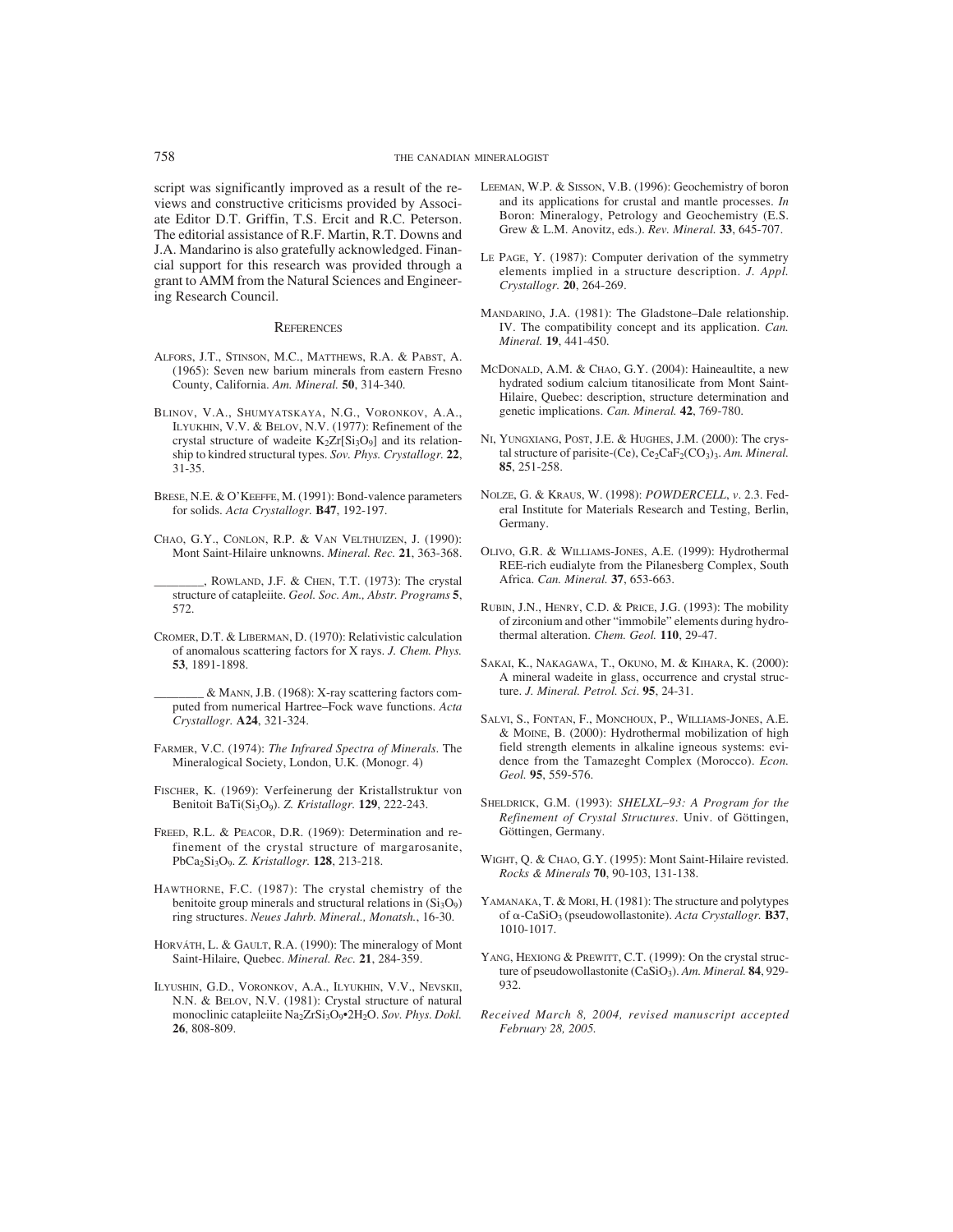script was significantly improved as a result of the reviews and constructive criticisms provided by Associate Editor D.T. Griffin, T.S. Ercit and R.C. Peterson. The editorial assistance of R.F. Martin, R.T. Downs and J.A. Mandarino is also gratefully acknowledged. Financial support for this research was provided through a grant to AMM from the Natural Sciences and Engineering Research Council.

## References

ALFORS, J.T., STINSON, M.C., MATTHEWS, R.A. & PABST, A. (1965): Seven new barium minerals from eastern Fresno County, California. *Am. Mineral.* **50**, 314-340.

BLINOV, V.A., SHUMYATSKAYA, N.G., VORONKOV, A.A., ILYUKHIN, V.V. & BELOV, N.V. (1977): Refinement of the crystal structure of wadeite $K_2Zr[Si_3O_9]$ and its relationship to kindred structural types. *Sov. Phys. Crystallogr.* **22**, 31-35.

BRESE, N.E. & O'KEEFFE, M. (1991): Bond-valence parameters for solids. *Acta Crystallogr.* **B47**, 192-197.

CHAO, G.Y., CONLON, R.P. & VAN VELTHUIZEN, J. (1990): Mont Saint-Hilaire unknowns. *Mineral. Rec.* **21**, 363-368.

________, ROWLAND, J.F. & CHEN, T.T. (1973): The crystal structure of catapleiite. *Geol. Soc. Am., Abstr. Programs* **5**, 572.

CROMER, D.T. & LIBERMAN, D. (1970): Relativistic calculation of anomalous scattering factors for X rays. *J. Chem. Phys.* **53**, 1891-1898.

________ & MANN, J.B. (1968): X-ray scattering factors computed from numerical Hartree–Fock wave functions. *Acta Crystallogr.* **A24**, 321-324.

FARMER, V.C. (1974): *The Infrared Spectra of Minerals*. The Mineralogical Society, London, U.K. (Monogr. 4)

FISCHER, K. (1969): Verfeinerung der Kristallstruktur von Benitoit $BaTi(Si_3O_9)$. *Z. Kristallogr.* **129**, 222-243.

FREED, R.L. & PEACOR, D.R. (1969): Determination and refinement of the crystal structure of margarosanite, $PbCa_2Si_3O_9$. *Z. Kristallogr.* **128**, 213-218.

HAWTHORNE, F.C. (1987): The crystal chemistry of the benitoite group minerals and structural relations in $(Si_3O_9)$ ring structures. *Neues Jahrb. Mineral., Monatsh.*, 16-30.

HORVÁTH, L. & GAULT, R.A. (1990): The mineralogy of Mont Saint-Hilaire, Quebec. *Mineral. Rec.* **21**, 284-359.

ILYUSHIN, G.D., VORONKOV, A.A., ILYUKHIN, V.V., NEVSKII, N.N. & BELOV, N.V. (1981): Crystal structure of natural monoclinic catapleiite $Na_2ZrSi_3O_9{\bullet}2H_2O$. *Sov. Phys. Dokl.* **26**, 808-809.

LEEMAN, W.P. & SISSON, V.B. (1996): Geochemistry of boron and its applications for crustal and mantle processes. *In* Boron: Mineralogy, Petrology and Geochemistry (E.S. Grew & L.M. Anovitz, eds.). *Rev. Mineral.* **33**, 645-707.

LE PAGE, Y. (1987): Computer derivation of the symmetry elements implied in a structure description. *J. Appl. Crystallogr.* **20**, 264-269.

MANDARINO, J.A. (1981): The Gladstone–Dale relationship. IV. The compatibility concept and its application. *Can. Mineral.* **19**, 441-450.

MCDONALD, A.M. & CHAO, G.Y. (2004): Haineaultite, a new hydrated sodium calcium titanosilicate from Mont Saint-Hilaire, Quebec: description, structure determination and genetic implications. *Can. Mineral.* **42**, 769-780.

NI, YUNGXIANG, POST, J.E. & HUGHES, J.M. (2000): The crystal structure of parisite-(Ce), $Ce_2CaF_2(CO_3)_3$. *Am. Mineral.* **85**, 251-258.

NOLZE, G. & KRAUS, W. (1998): *POWDERCELL*, *v*. 2.3. Federal Institute for Materials Research and Testing, Berlin, Germany.

OLIVO, G.R. & WILLIAMS-JONES, A.E. (1999): Hydrothermal REE-rich eudialyte from the Pilanesberg Complex, South Africa. *Can. Mineral.* **37**, 653-663.

RUBIN, J.N., HENRY, C.D. & PRICE, J.G. (1993): The mobility of zirconium and other "immobile" elements during hydrothermal alteration. *Chem. Geol.* **110**, 29-47.

SAKAI, K., NAKAGAWA, T., OKUNO, M. & KIHARA, K. (2000): A mineral wadeite in glass, occurrence and crystal structure. *J. Mineral. Petrol. Sci.* **95**, 24-31.

SALVI, S., FONTAN, F., MONCHOUX, P., WILLIAMS-JONES, A.E. & MOINE, B. (2000): Hydrothermal mobilization of high field strength elements in alkaline igneous systems: evidence from the Tamazeght Complex (Morocco). *Econ. Geol.* **95**, 559-576.

SHELDRICK, G.M. (1993): *SHELXL–93: A Program for the Refinement of Crystal Structures*. Univ. of Göttingen, Göttingen, Germany.

WIGHT, Q. & CHAO, G.Y. (1995): Mont Saint-Hilaire revisted. *Rocks & Minerals* **70**, 90-103, 131-138.

YAMANAKA, T. & MORI, H. (1981): The structure and polytypes of $\alpha$-$CaSiO_3$ (pseudowollastonite). *Acta Crystallogr.* **B37**, 1010-1017.

YANG, HEXIONG & PREWITT, C.T. (1999): On the crystal structure of pseudowollastonite ($CaSiO_3$). *Am. Mineral.* **84**, 929-932.

*Received March 8, 2004, revised manuscript accepted February 28, 2005.*